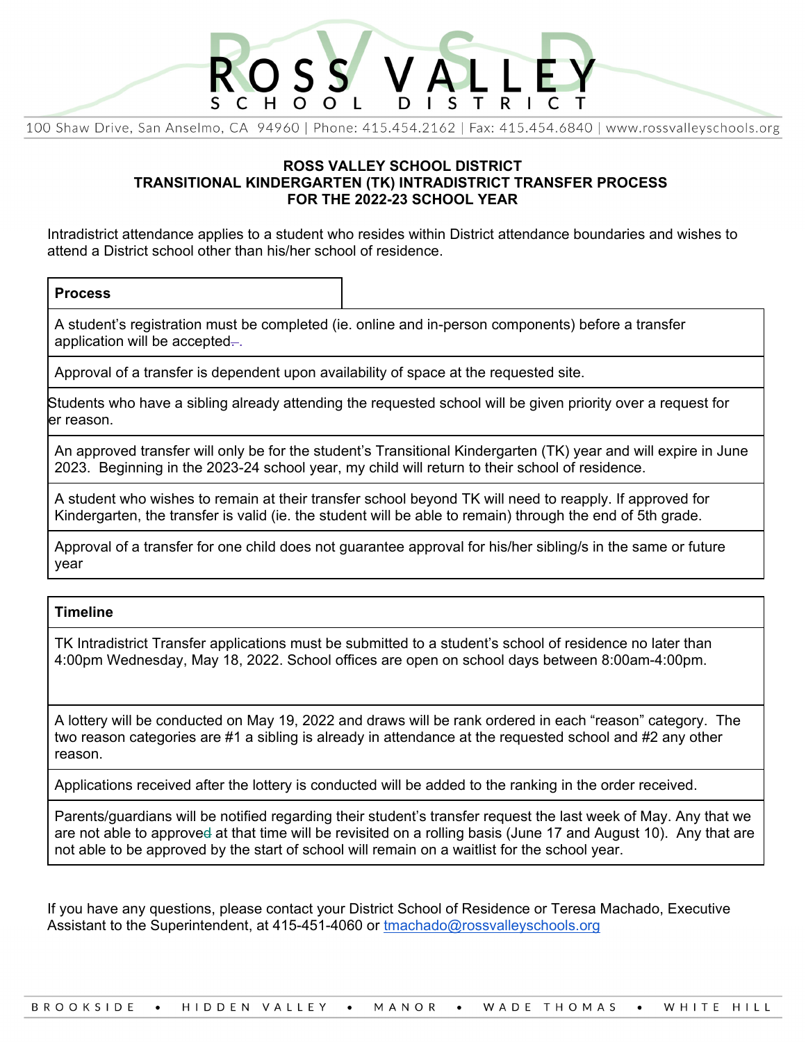# ROSS VALLEY SCHOOL DISTRICT

100 Shaw Drive, San Anselmo, CA 94960 | Phone: 415.454.2162 | Fax: 415.454.6840 | www.rossvalleyschools.org

## ROSS VALLEY SCHOOL DISTRICT
## TRANSITIONAL KINDERGARTEN (TK) INTRADISTRICT TRANSFER PROCESS
## FOR THE 2022-23 SCHOOL YEAR

Intradistrict attendance applies to a student who resides within District attendance boundaries and wishes to attend a District school other than his/her school of residence.

| Process |
|---|
| A student's registration must be completed (ie. online and in-person components) before a transfer application will be accepted. |
| Approval of a transfer is dependent upon availability of space at the requested site. |
| Students who have a sibling already attending the requested school will be given priority over a request for er reason. |
| An approved transfer will only be for the student's Transitional Kindergarten (TK) year and will expire in June 2023. Beginning in the 2023-24 school year, my child will return to their school of residence. |
| A student who wishes to remain at their transfer school beyond TK will need to reapply. If approved for Kindergarten, the transfer is valid (ie. the student will be able to remain) through the end of 5th grade. |
| Approval of a transfer for one child does not guarantee approval for his/her sibling/s in the same or future year |

| Timeline |
|---|
| TK Intradistrict Transfer applications must be submitted to a student's school of residence no later than 4:00pm Wednesday, May 18, 2022. School offices are open on school days between 8:00am-4:00pm. |
| A lottery will be conducted on May 19, 2022 and draws will be rank ordered in each "reason" category. The two reason categories are #1 a sibling is already in attendance at the requested school and #2 any other reason. |
| Applications received after the lottery is conducted will be added to the ranking in the order received. |
| Parents/guardians will be notified regarding their student's transfer request the last week of May. Any that we are not able to approve at that time will be revisited on a rolling basis (June 17 and August 10). Any that are not able to be approved by the start of school will remain on a waitlist for the school year. |

If you have any questions, please contact your District School of Residence or Teresa Machado, Executive Assistant to the Superintendent, at 415-451-4060 or tmachado@rossvalleyschools.org

BROOKSIDE • HIDDEN VALLEY • MANOR • WADE THOMAS • WHITE HILL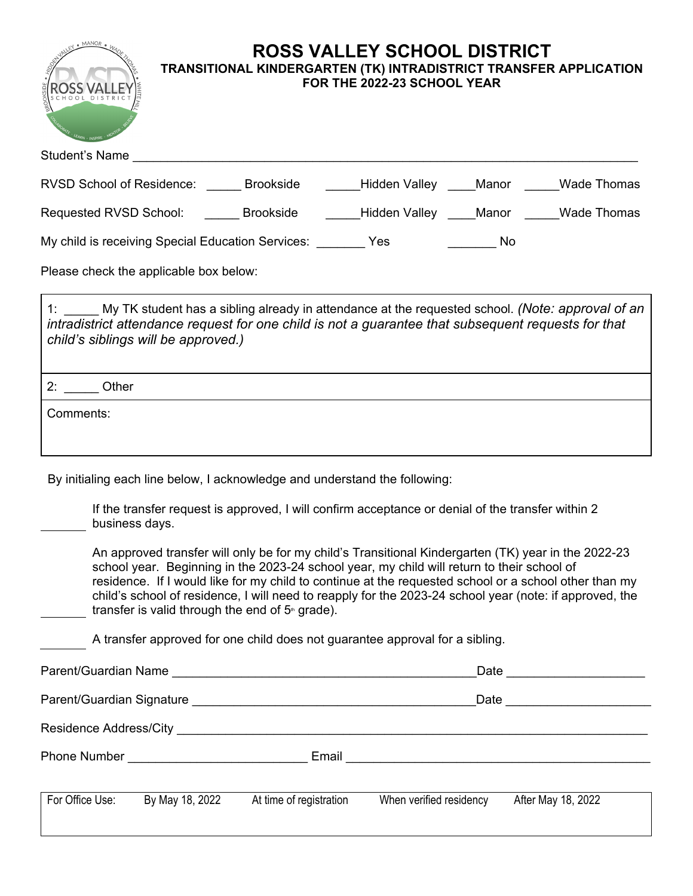# ROSS VALLEY SCHOOL DISTRICT

### TRANSITIONAL KINDERGARTEN (TK) INTRADISTRICT TRANSFER APPLICATION FOR THE 2022-23 SCHOOL YEAR

Student's Name ___________________________________________________________________________

RVSD School of Residence: _____ Brookside _____Hidden Valley ____Manor _____Wade Thomas

Requested RVSD School: _____ Brookside _____Hidden Valley ____Manor _____Wade Thomas

My child is receiving Special Education Services: _______ Yes _______ No

Please check the applicable box below:

1: _____ My TK student has a sibling already in attendance at the requested school. *(Note: approval of an intradistrict attendance request for one child is not a guarantee that subsequent requests for that child's siblings will be approved.)*

2: _____ Other

Comments:

By initialing each line below, I acknowledge and understand the following:

_______ If the transfer request is approved, I will confirm acceptance or denial of the transfer within 2 business days.

_______ An approved transfer will only be for my child's Transitional Kindergarten (TK) year in the 2022-23 school year. Beginning in the 2023-24 school year, my child will return to their school of residence. If I would like for my child to continue at the requested school or a school other than my child's school of residence, I will need to reapply for the 2023-24 school year (note: if approved, the transfer is valid through the end of 5th grade).

_______ A transfer approved for one child does not guarantee approval for a sibling.

Parent/Guardian Name _____________________________________________Date ___________________

Parent/Guardian Signature __________________________________________Date ____________________

Residence Address/City ________________________________________________________________________

Phone Number _________________________ Email ____________________________________________

| | | | | |
|---|---|---|---|---|
| For Office Use: | By May 18, 2022 | At time of registration | When verified residency | After May 18, 2022 |